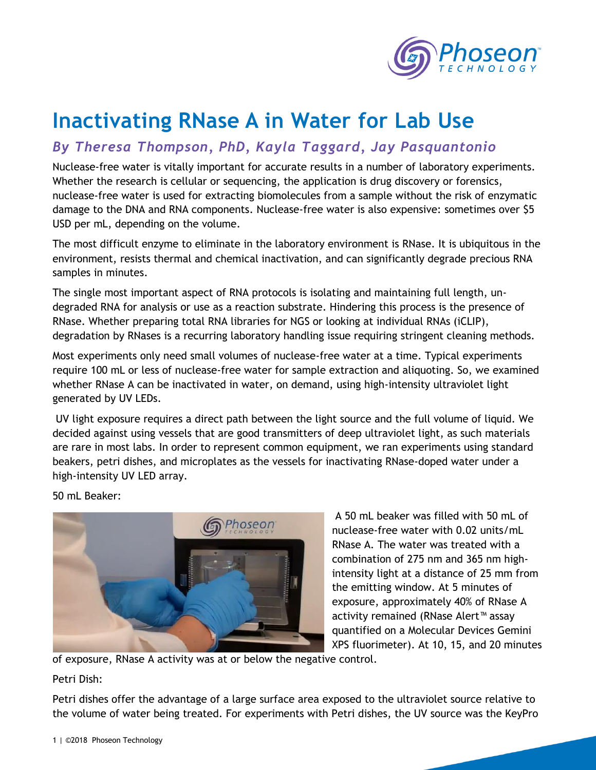# Inactivating RNase A in Water for Lab Use

## *By Theresa Thompson, PhD, Kayla Taggard, Jay Pasquantonio*

Nuclease-free water is vitally important for accurate results in a number of laboratory experiments. Whether the research is cellular or sequencing, the application is drug discovery or forensics, nuclease-free water is used for extracting biomolecules from a sample without the risk of enzymatic damage to the DNA and RNA components. Nuclease-free water is also expensive: sometimes over $5 USD per mL, depending on the volume.

The most difficult enzyme to eliminate in the laboratory environment is RNase. It is ubiquitous in the environment, resists thermal and chemical inactivation, and can significantly degrade precious RNA samples in minutes.

The single most important aspect of RNA protocols is isolating and maintaining full length, un-degraded RNA for analysis or use as a reaction substrate. Hindering this process is the presence of RNase. Whether preparing total RNA libraries for NGS or looking at individual RNAs (iCLIP), degradation by RNases is a recurring laboratory handling issue requiring stringent cleaning methods.

Most experiments only need small volumes of nuclease-free water at a time. Typical experiments require 100 mL or less of nuclease-free water for sample extraction and aliquoting. So, we examined whether RNase A can be inactivated in water, on demand, using high-intensity ultraviolet light generated by UV LEDs.

UV light exposure requires a direct path between the light source and the full volume of liquid. We decided against using vessels that are good transmitters of deep ultraviolet light, as such materials are rare in most labs. In order to represent common equipment, we ran experiments using standard beakers, petri dishes, and microplates as the vessels for inactivating RNase-doped water under a high-intensity UV LED array.

50 mL Beaker:

A 50 mL beaker was filled with 50 mL of nuclease-free water with 0.02 units/mL RNase A. The water was treated with a combination of 275 nm and 365 nm high-intensity light at a distance of 25 mm from the emitting window. At 5 minutes of exposure, approximately 40% of RNase A activity remained (RNase Alert™ assay quantified on a Molecular Devices Gemini XPS fluorimeter). At 10, 15, and 20 minutes of exposure, RNase A activity was at or below the negative control.

Petri Dish:

Petri dishes offer the advantage of a large surface area exposed to the ultraviolet source relative to the volume of water being treated. For experiments with Petri dishes, the UV source was the KeyPro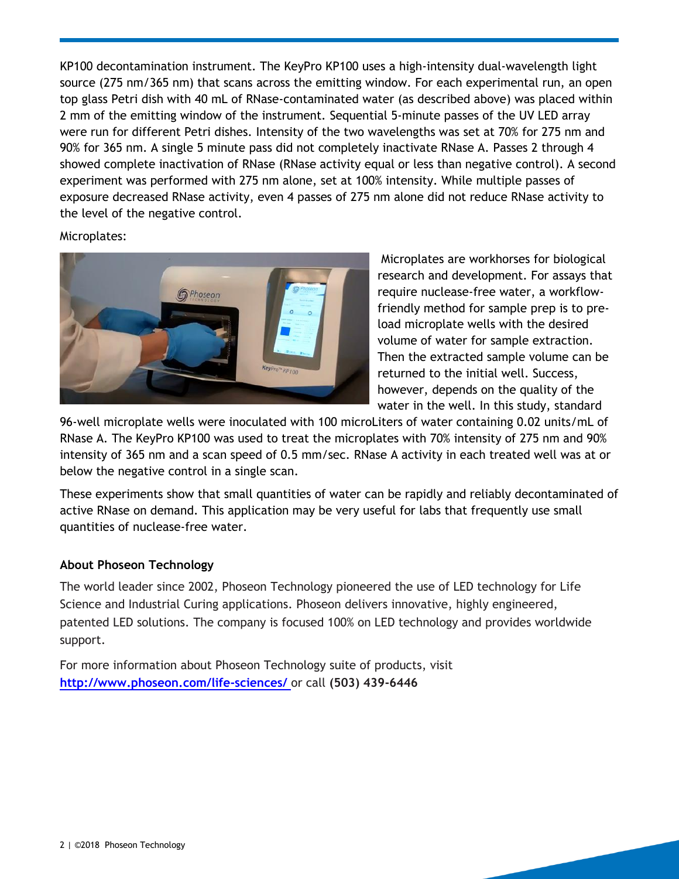KP100 decontamination instrument. The KeyPro KP100 uses a high-intensity dual-wavelength light source (275 nm/365 nm) that scans across the emitting window. For each experimental run, an open top glass Petri dish with 40 mL of RNase-contaminated water (as described above) was placed within 2 mm of the emitting window of the instrument. Sequential 5-minute passes of the UV LED array were run for different Petri dishes. Intensity of the two wavelengths was set at 70% for 275 nm and 90% for 365 nm. A single 5 minute pass did not completely inactivate RNase A. Passes 2 through 4 showed complete inactivation of RNase (RNase activity equal or less than negative control). A second experiment was performed with 275 nm alone, set at 100% intensity. While multiple passes of exposure decreased RNase activity, even 4 passes of 275 nm alone did not reduce RNase activity to the level of the negative control.

Microplates:

Microplates are workhorses for biological research and development. For assays that require nuclease-free water, a workflow-friendly method for sample prep is to pre-load microplate wells with the desired volume of water for sample extraction. Then the extracted sample volume can be returned to the initial well. Success, however, depends on the quality of the water in the well. In this study, standard 96-well microplate wells were inoculated with 100 microLiters of water containing 0.02 units/mL of RNase A. The KeyPro KP100 was used to treat the microplates with 70% intensity of 275 nm and 90% intensity of 365 nm and a scan speed of 0.5 mm/sec. RNase A activity in each treated well was at or below the negative control in a single scan.

These experiments show that small quantities of water can be rapidly and reliably decontaminated of active RNase on demand. This application may be very useful for labs that frequently use small quantities of nuclease-free water.

### About Phoseon Technology

The world leader since 2002, Phoseon Technology pioneered the use of LED technology for Life Science and Industrial Curing applications. Phoseon delivers innovative, highly engineered, patented LED solutions. The company is focused 100% on LED technology and provides worldwide support.

For more information about Phoseon Technology suite of products, visit [http://www.phoseon.com/life-sciences/](http://www.phoseon.com/life-sciences/) or call **(503) 439-6446**